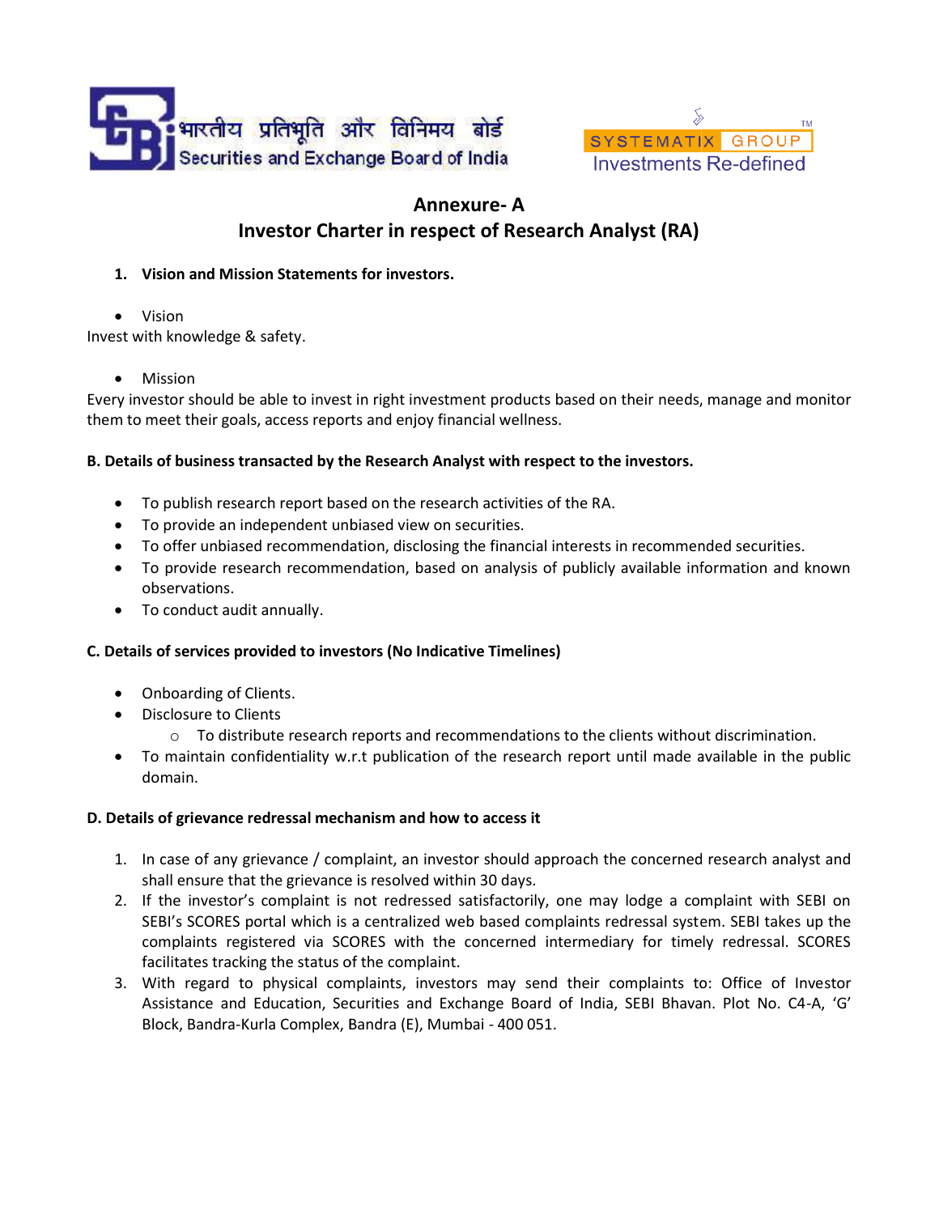भारतीय प्रतिभूति और विनिमय बोर्ड
Securities and Exchange Board of India

SYSTEMATIX GROUP
Investments Re-defined

## Annexure- A
## Investor Charter in respect of Research Analyst (RA)

1. **Vision and Mission Statements for investors.**

- Vision

Invest with knowledge & safety.

- Mission

Every investor should be able to invest in right investment products based on their needs, manage and monitor them to meet their goals, access reports and enjoy financial wellness.

**B. Details of business transacted by the Research Analyst with respect to the investors.**

- To publish research report based on the research activities of the RA.
- To provide an independent unbiased view on securities.
- To offer unbiased recommendation, disclosing the financial interests in recommended securities.
- To provide research recommendation, based on analysis of publicly available information and known observations.
- To conduct audit annually.

**C. Details of services provided to investors (No Indicative Timelines)**

- Onboarding of Clients.
- Disclosure to Clients
    - To distribute research reports and recommendations to the clients without discrimination.
- To maintain confidentiality w.r.t publication of the research report until made available in the public domain.

**D. Details of grievance redressal mechanism and how to access it**

1. In case of any grievance / complaint, an investor should approach the concerned research analyst and shall ensure that the grievance is resolved within 30 days.
2. If the investor's complaint is not redressed satisfactorily, one may lodge a complaint with SEBI on SEBI's SCORES portal which is a centralized web based complaints redressal system. SEBI takes up the complaints registered via SCORES with the concerned intermediary for timely redressal. SCORES facilitates tracking the status of the complaint.
3. With regard to physical complaints, investors may send their complaints to: Office of Investor Assistance and Education, Securities and Exchange Board of India, SEBI Bhavan. Plot No. C4-A, 'G' Block, Bandra-Kurla Complex, Bandra (E), Mumbai - 400 051.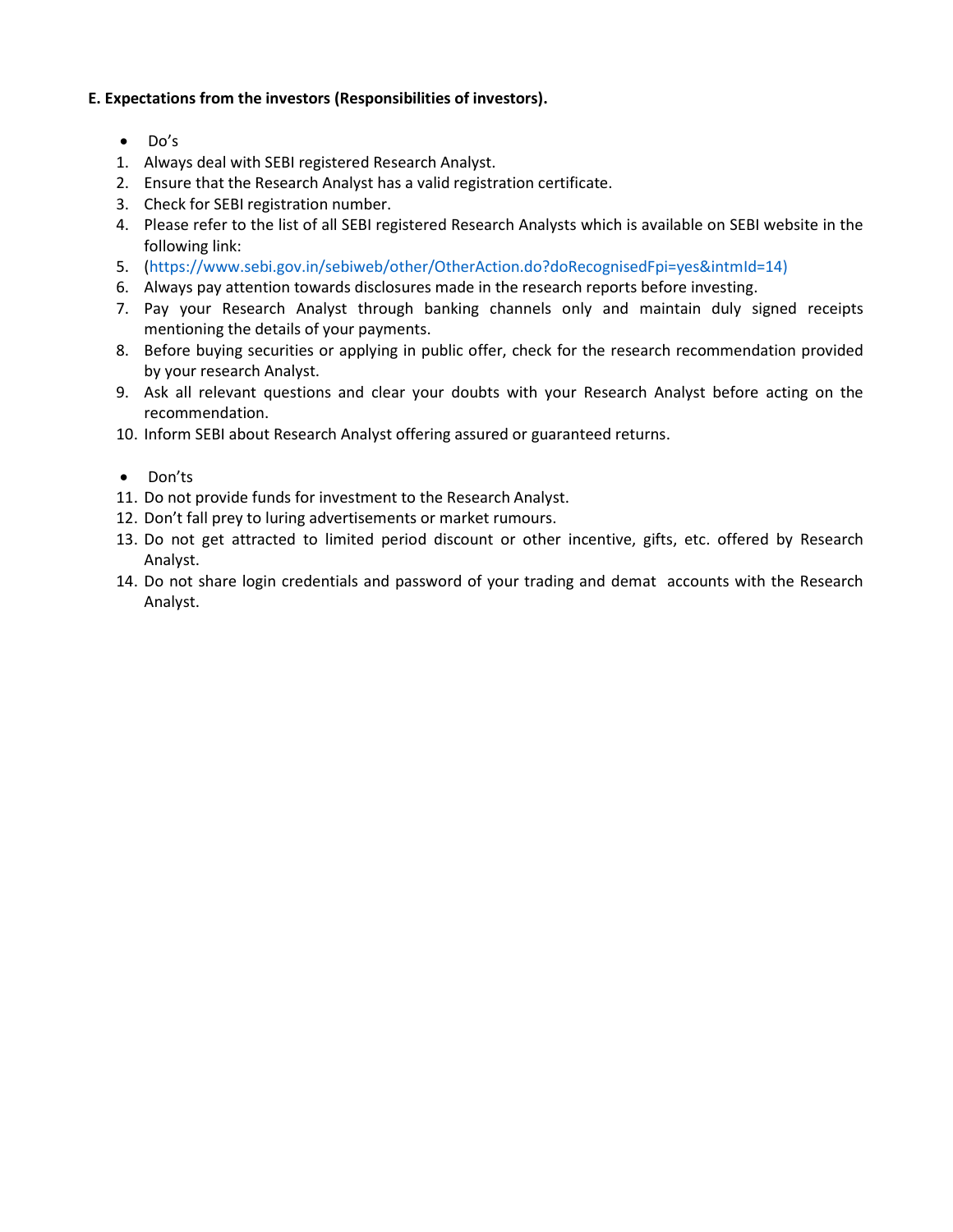**E. Expectations from the investors (Responsibilities of investors).**

- Do's

1. Always deal with SEBI registered Research Analyst.
2. Ensure that the Research Analyst has a valid registration certificate.
3. Check for SEBI registration number.
4. Please refer to the list of all SEBI registered Research Analysts which is available on SEBI website in the following link:
5. (https://www.sebi.gov.in/sebiweb/other/OtherAction.do?doRecognisedFpi=yes&intmId=14)
6. Always pay attention towards disclosures made in the research reports before investing.
7. Pay your Research Analyst through banking channels only and maintain duly signed receipts mentioning the details of your payments.
8. Before buying securities or applying in public offer, check for the research recommendation provided by your research Analyst.
9. Ask all relevant questions and clear your doubts with your Research Analyst before acting on the recommendation.
10. Inform SEBI about Research Analyst offering assured or guaranteed returns.

- Don'ts

11. Do not provide funds for investment to the Research Analyst.
12. Don't fall prey to luring advertisements or market rumours.
13. Do not get attracted to limited period discount or other incentive, gifts, etc. offered by Research Analyst.
14. Do not share login credentials and password of your trading and demat accounts with the Research Analyst.